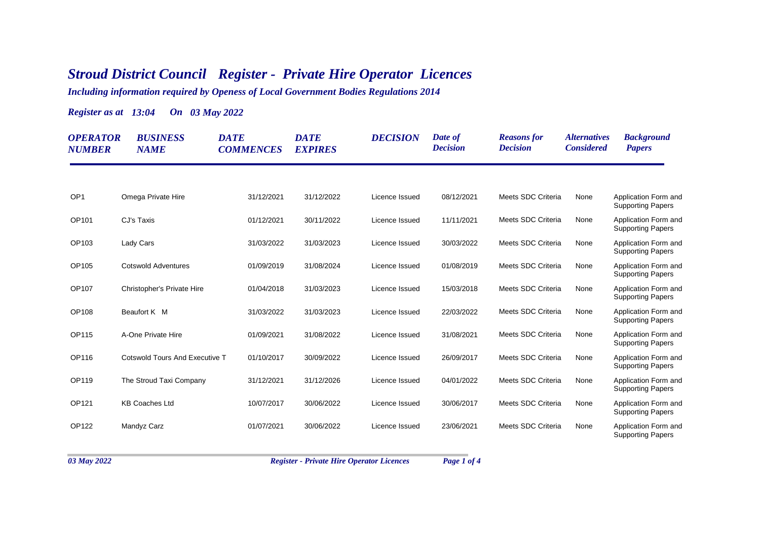# *Stroud District Council Register - Private Hire Operator Licences*

***Including information required by Openess of Local Government Bodies Regulations 2014***

***Register as at 13:04 On 03 May 2022***

| OPERATOR NUMBER | BUSINESS NAME | DATE COMMENCES | DATE EXPIRES | DECISION | Date of Decision | Reasons for Decision | Alternatives Considered | Background Papers |
|---|---|---|---|---|---|---|---|---|
| OP1 | Omega Private Hire | 31/12/2021 | 31/12/2022 | Licence Issued | 08/12/2021 | Meets SDC Criteria | None | Application Form and Supporting Papers |
| OP101 | CJ's Taxis | 01/12/2021 | 30/11/2022 | Licence Issued | 11/11/2021 | Meets SDC Criteria | None | Application Form and Supporting Papers |
| OP103 | Lady Cars | 31/03/2022 | 31/03/2023 | Licence Issued | 30/03/2022 | Meets SDC Criteria | None | Application Form and Supporting Papers |
| OP105 | Cotswold Adventures | 01/09/2019 | 31/08/2024 | Licence Issued | 01/08/2019 | Meets SDC Criteria | None | Application Form and Supporting Papers |
| OP107 | Christopher's Private Hire | 01/04/2018 | 31/03/2023 | Licence Issued | 15/03/2018 | Meets SDC Criteria | None | Application Form and Supporting Papers |
| OP108 | Beaufort K M | 31/03/2022 | 31/03/2023 | Licence Issued | 22/03/2022 | Meets SDC Criteria | None | Application Form and Supporting Papers |
| OP115 | A-One Private Hire | 01/09/2021 | 31/08/2022 | Licence Issued | 31/08/2021 | Meets SDC Criteria | None | Application Form and Supporting Papers |
| OP116 | Cotswold Tours And Executive T | 01/10/2017 | 30/09/2022 | Licence Issued | 26/09/2017 | Meets SDC Criteria | None | Application Form and Supporting Papers |
| OP119 | The Stroud Taxi Company | 31/12/2021 | 31/12/2026 | Licence Issued | 04/01/2022 | Meets SDC Criteria | None | Application Form and Supporting Papers |
| OP121 | KB Coaches Ltd | 10/07/2017 | 30/06/2022 | Licence Issued | 30/06/2017 | Meets SDC Criteria | None | Application Form and Supporting Papers |
| OP122 | Mandyz Carz | 01/07/2021 | 30/06/2022 | Licence Issued | 23/06/2021 | Meets SDC Criteria | None | Application Form and Supporting Papers |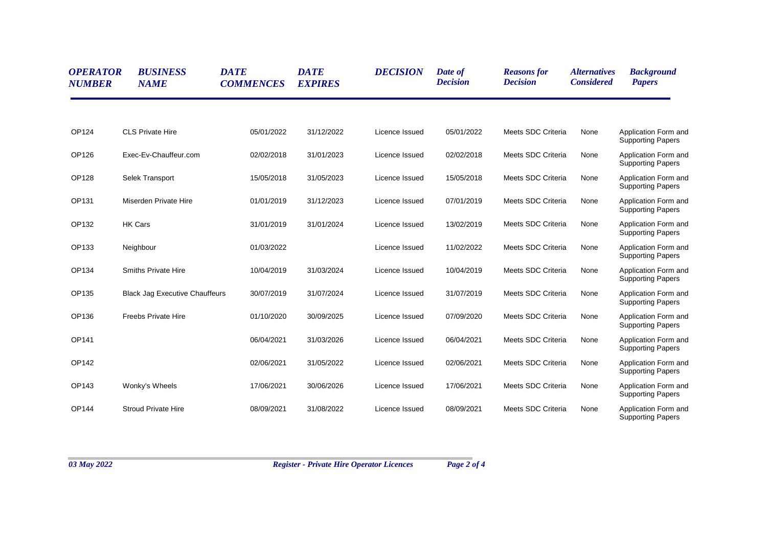| ***OPERATOR NUMBER*** | ***BUSINESS NAME*** | ***DATE COMMENCES*** | ***DATE EXPIRES*** | ***DECISION*** | ***Date of Decision*** | ***Reasons for Decision*** | ***Alternatives Considered*** | ***Background Papers*** |
|---|---|---|---|---|---|---|---|---|
| OP124 | CLS Private Hire | 05/01/2022 | 31/12/2022 | Licence Issued | 05/01/2022 | Meets SDC Criteria | None | Application Form and Supporting Papers |
| OP126 | Exec-Ev-Chauffeur.com | 02/02/2018 | 31/01/2023 | Licence Issued | 02/02/2018 | Meets SDC Criteria | None | Application Form and Supporting Papers |
| OP128 | Selek Transport | 15/05/2018 | 31/05/2023 | Licence Issued | 15/05/2018 | Meets SDC Criteria | None | Application Form and Supporting Papers |
| OP131 | Miserden Private Hire | 01/01/2019 | 31/12/2023 | Licence Issued | 07/01/2019 | Meets SDC Criteria | None | Application Form and Supporting Papers |
| OP132 | HK Cars | 31/01/2019 | 31/01/2024 | Licence Issued | 13/02/2019 | Meets SDC Criteria | None | Application Form and Supporting Papers |
| OP133 | Neighbour | 01/03/2022 | | Licence Issued | 11/02/2022 | Meets SDC Criteria | None | Application Form and Supporting Papers |
| OP134 | Smiths Private Hire | 10/04/2019 | 31/03/2024 | Licence Issued | 10/04/2019 | Meets SDC Criteria | None | Application Form and Supporting Papers |
| OP135 | Black Jag Executive Chauffeurs | 30/07/2019 | 31/07/2024 | Licence Issued | 31/07/2019 | Meets SDC Criteria | None | Application Form and Supporting Papers |
| OP136 | Freebs Private Hire | 01/10/2020 | 30/09/2025 | Licence Issued | 07/09/2020 | Meets SDC Criteria | None | Application Form and Supporting Papers |
| OP141 | | 06/04/2021 | 31/03/2026 | Licence Issued | 06/04/2021 | Meets SDC Criteria | None | Application Form and Supporting Papers |
| OP142 | | 02/06/2021 | 31/05/2022 | Licence Issued | 02/06/2021 | Meets SDC Criteria | None | Application Form and Supporting Papers |
| OP143 | Wonky's Wheels | 17/06/2021 | 30/06/2026 | Licence Issued | 17/06/2021 | Meets SDC Criteria | None | Application Form and Supporting Papers |
| OP144 | Stroud Private Hire | 08/09/2021 | 31/08/2022 | Licence Issued | 08/09/2021 | Meets SDC Criteria | None | Application Form and Supporting Papers |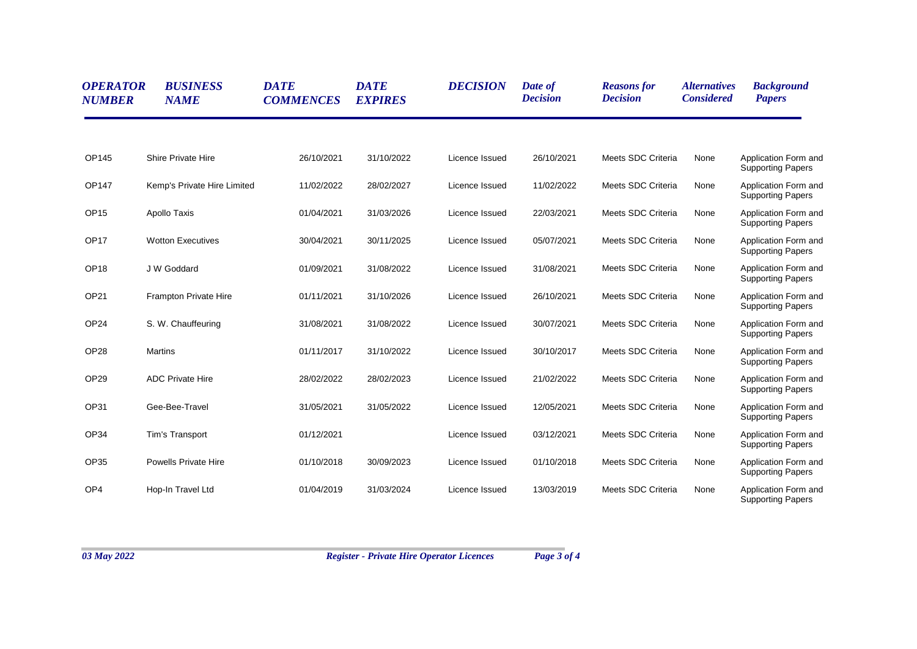| *OPERATOR NUMBER* | *BUSINESS NAME* | *DATE COMMENCES* | *DATE EXPIRES* | *DECISION* | *Date of Decision* | *Reasons for Decision* | *Alternatives Considered* | *Background Papers* |
|---|---|---|---|---|---|---|---|---|
| OP145 | Shire Private Hire | 26/10/2021 | 31/10/2022 | Licence Issued | 26/10/2021 | Meets SDC Criteria | None | Application Form and Supporting Papers |
| OP147 | Kemp's Private Hire Limited | 11/02/2022 | 28/02/2027 | Licence Issued | 11/02/2022 | Meets SDC Criteria | None | Application Form and Supporting Papers |
| OP15 | Apollo Taxis | 01/04/2021 | 31/03/2026 | Licence Issued | 22/03/2021 | Meets SDC Criteria | None | Application Form and Supporting Papers |
| OP17 | Wotton Executives | 30/04/2021 | 30/11/2025 | Licence Issued | 05/07/2021 | Meets SDC Criteria | None | Application Form and Supporting Papers |
| OP18 | J W Goddard | 01/09/2021 | 31/08/2022 | Licence Issued | 31/08/2021 | Meets SDC Criteria | None | Application Form and Supporting Papers |
| OP21 | Frampton Private Hire | 01/11/2021 | 31/10/2026 | Licence Issued | 26/10/2021 | Meets SDC Criteria | None | Application Form and Supporting Papers |
| OP24 | S. W. Chauffeuring | 31/08/2021 | 31/08/2022 | Licence Issued | 30/07/2021 | Meets SDC Criteria | None | Application Form and Supporting Papers |
| OP28 | Martins | 01/11/2017 | 31/10/2022 | Licence Issued | 30/10/2017 | Meets SDC Criteria | None | Application Form and Supporting Papers |
| OP29 | ADC Private Hire | 28/02/2022 | 28/02/2023 | Licence Issued | 21/02/2022 | Meets SDC Criteria | None | Application Form and Supporting Papers |
| OP31 | Gee-Bee-Travel | 31/05/2021 | 31/05/2022 | Licence Issued | 12/05/2021 | Meets SDC Criteria | None | Application Form and Supporting Papers |
| OP34 | Tim's Transport | 01/12/2021 | | Licence Issued | 03/12/2021 | Meets SDC Criteria | None | Application Form and Supporting Papers |
| OP35 | Powells Private Hire | 01/10/2018 | 30/09/2023 | Licence Issued | 01/10/2018 | Meets SDC Criteria | None | Application Form and Supporting Papers |
| OP4 | Hop-In Travel Ltd | 01/04/2019 | 31/03/2024 | Licence Issued | 13/03/2019 | Meets SDC Criteria | None | Application Form and Supporting Papers |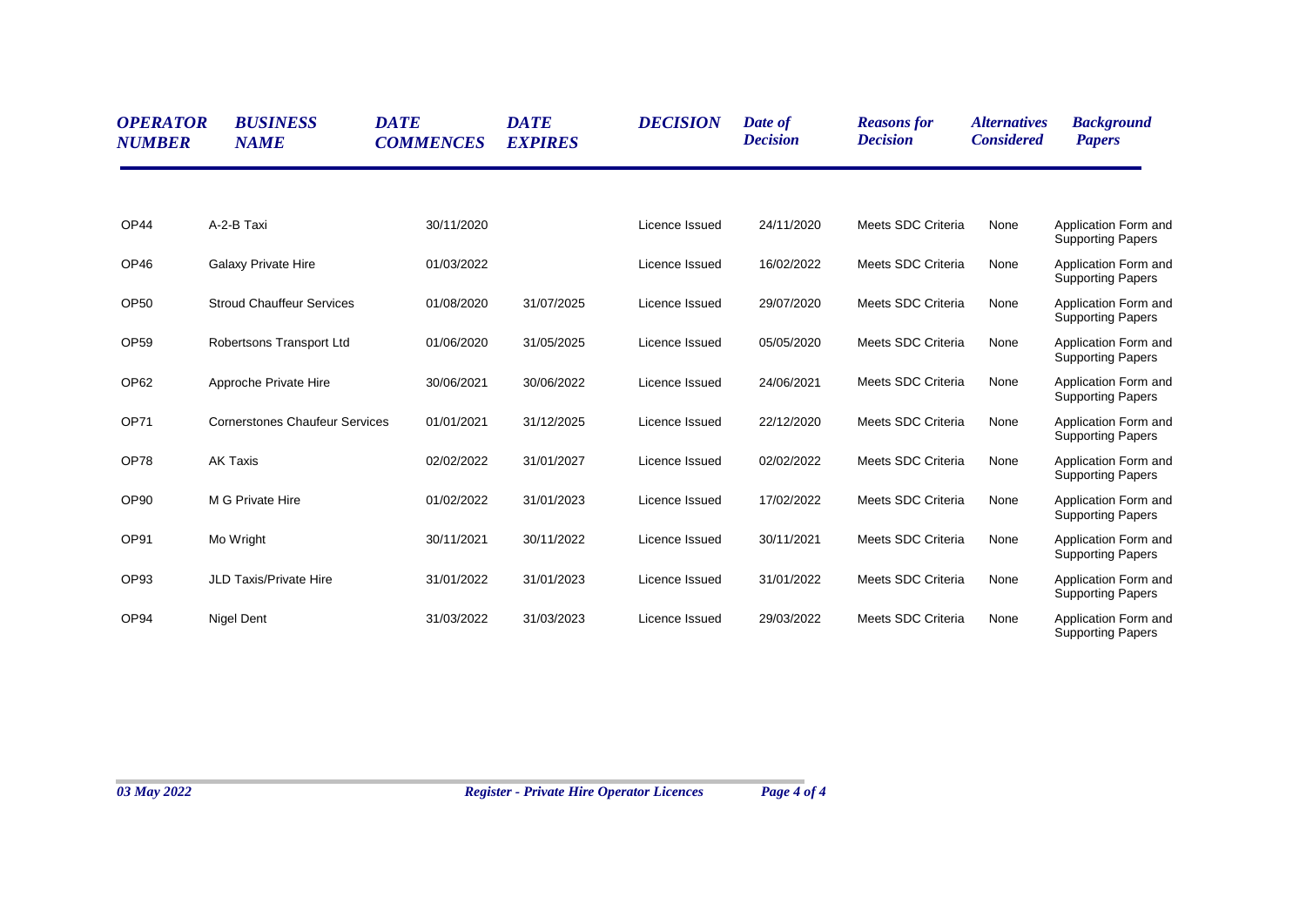| *OPERATOR NUMBER* | *BUSINESS NAME* | *DATE COMMENCES* | *DATE EXPIRES* | *DECISION* | *Date of Decision* | *Reasons for Decision* | *Alternatives Considered* | *Background Papers* |
|---|---|---|---|---|---|---|---|---|
| OP44 | A-2-B Taxi | 30/11/2020 | | Licence Issued | 24/11/2020 | Meets SDC Criteria | None | Application Form and Supporting Papers |
| OP46 | Galaxy Private Hire | 01/03/2022 | | Licence Issued | 16/02/2022 | Meets SDC Criteria | None | Application Form and Supporting Papers |
| OP50 | Stroud Chauffeur Services | 01/08/2020 | 31/07/2025 | Licence Issued | 29/07/2020 | Meets SDC Criteria | None | Application Form and Supporting Papers |
| OP59 | Robertsons Transport Ltd | 01/06/2020 | 31/05/2025 | Licence Issued | 05/05/2020 | Meets SDC Criteria | None | Application Form and Supporting Papers |
| OP62 | Approche Private Hire | 30/06/2021 | 30/06/2022 | Licence Issued | 24/06/2021 | Meets SDC Criteria | None | Application Form and Supporting Papers |
| OP71 | Cornerstones Chaufeur Services | 01/01/2021 | 31/12/2025 | Licence Issued | 22/12/2020 | Meets SDC Criteria | None | Application Form and Supporting Papers |
| OP78 | AK Taxis | 02/02/2022 | 31/01/2027 | Licence Issued | 02/02/2022 | Meets SDC Criteria | None | Application Form and Supporting Papers |
| OP90 | M G Private Hire | 01/02/2022 | 31/01/2023 | Licence Issued | 17/02/2022 | Meets SDC Criteria | None | Application Form and Supporting Papers |
| OP91 | Mo Wright | 30/11/2021 | 30/11/2022 | Licence Issued | 30/11/2021 | Meets SDC Criteria | None | Application Form and Supporting Papers |
| OP93 | JLD Taxis/Private Hire | 31/01/2022 | 31/01/2023 | Licence Issued | 31/01/2022 | Meets SDC Criteria | None | Application Form and Supporting Papers |
| OP94 | Nigel Dent | 31/03/2022 | 31/03/2023 | Licence Issued | 29/03/2022 | Meets SDC Criteria | None | Application Form and Supporting Papers |